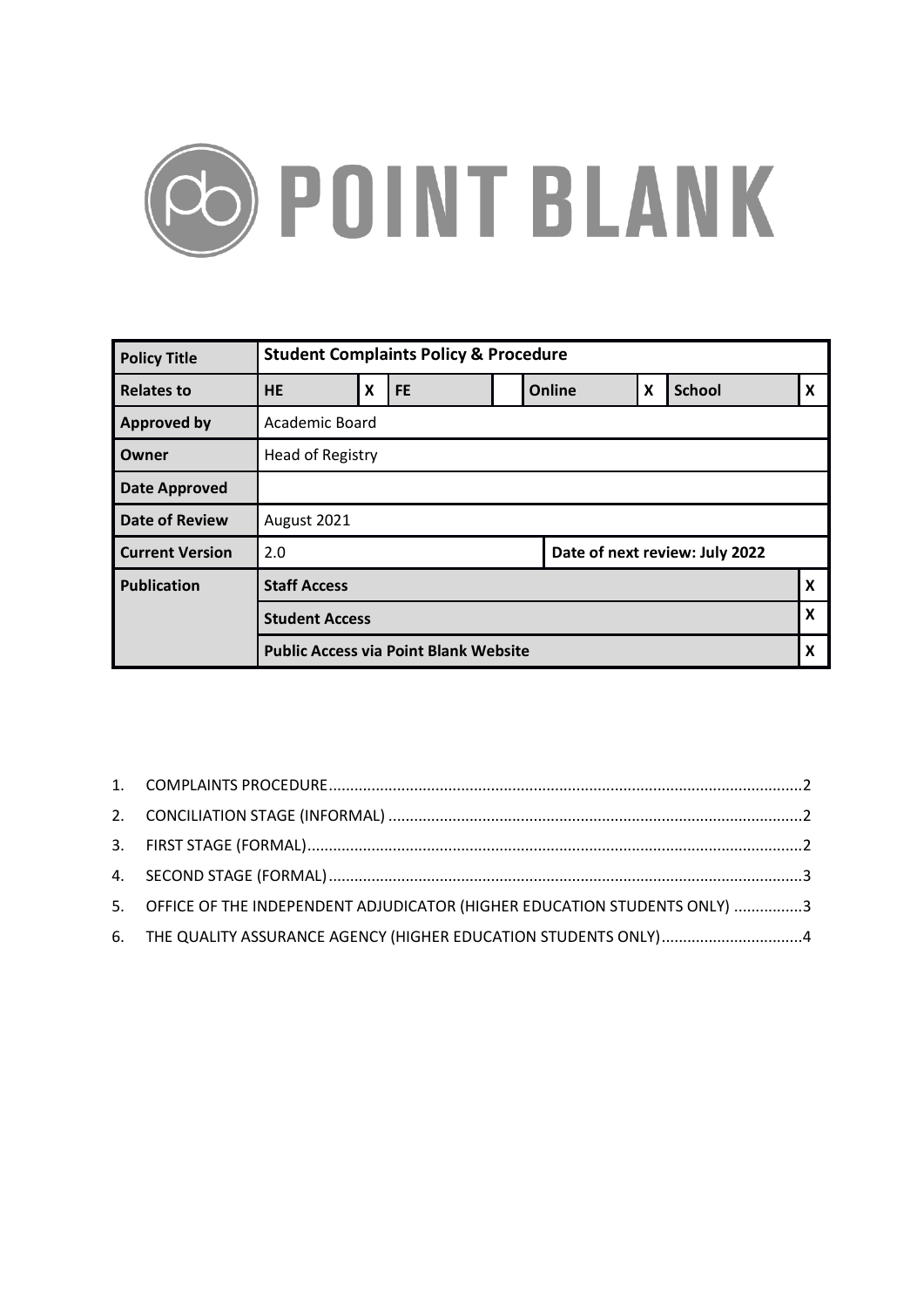# POINT BLANK

| Policy Title | Student Complaints Policy & Procedure | | | | | | | |
|---|---|---|---|---|---|---|---|---|
| Relates to | HE | X | FE | | Online | X | School | X |
| Approved by | Academic Board | | | | | | | |
| Owner | Head of Registry | | | | | | | |
| Date Approved | | | | | | | | |
| Date of Review | August 2021 | | | | | | | |
| Current Version | 2.0 | | | | Date of next review: July 2022 | | | |
| Publication | Staff Access | | | | | | | X |
| | Student Access | | | | | | | X |
| | Public Access via Point Blank Website | | | | | | | X |

1. COMPLAINTS PROCEDURE ........ 2
2. CONCILIATION STAGE (INFORMAL) ........ 2
3. FIRST STAGE (FORMAL) ........ 2
4. SECOND STAGE (FORMAL) ........ 3
5. OFFICE OF THE INDEPENDENT ADJUDICATOR (HIGHER EDUCATION STUDENTS ONLY) ........ 3
6. THE QUALITY ASSURANCE AGENCY (HIGHER EDUCATION STUDENTS ONLY) ........ 4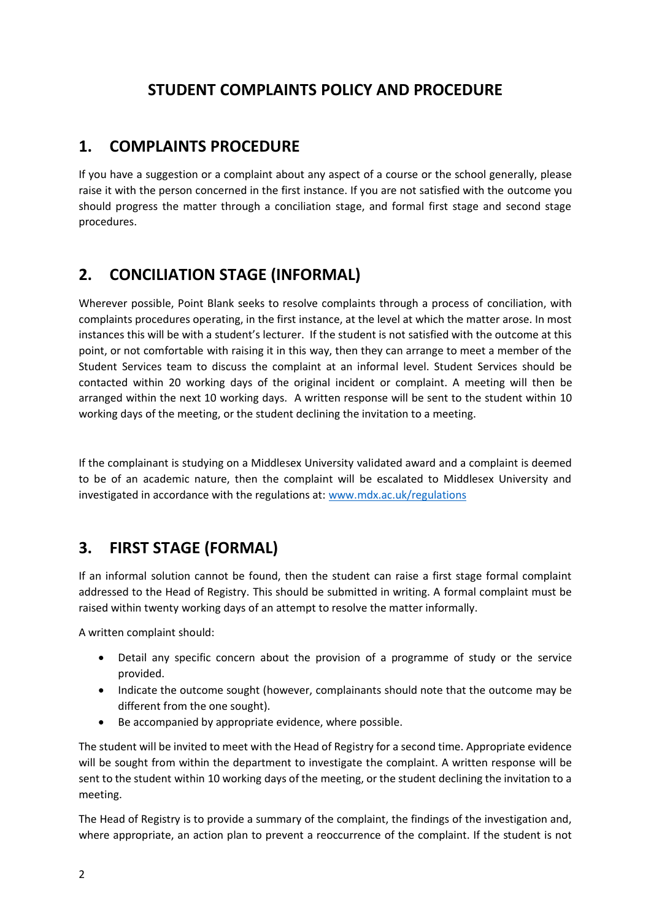# STUDENT COMPLAINTS POLICY AND PROCEDURE

## 1. COMPLAINTS PROCEDURE

If you have a suggestion or a complaint about any aspect of a course or the school generally, please raise it with the person concerned in the first instance. If you are not satisfied with the outcome you should progress the matter through a conciliation stage, and formal first stage and second stage procedures.

## 2. CONCILIATION STAGE (INFORMAL)

Wherever possible, Point Blank seeks to resolve complaints through a process of conciliation, with complaints procedures operating, in the first instance, at the level at which the matter arose. In most instances this will be with a student's lecturer. If the student is not satisfied with the outcome at this point, or not comfortable with raising it in this way, then they can arrange to meet a member of the Student Services team to discuss the complaint at an informal level. Student Services should be contacted within 20 working days of the original incident or complaint. A meeting will then be arranged within the next 10 working days. A written response will be sent to the student within 10 working days of the meeting, or the student declining the invitation to a meeting.

If the complainant is studying on a Middlesex University validated award and a complaint is deemed to be of an academic nature, then the complaint will be escalated to Middlesex University and investigated in accordance with the regulations at: [www.mdx.ac.uk/regulations](www.mdx.ac.uk/regulations)

## 3. FIRST STAGE (FORMAL)

If an informal solution cannot be found, then the student can raise a first stage formal complaint addressed to the Head of Registry. This should be submitted in writing. A formal complaint must be raised within twenty working days of an attempt to resolve the matter informally.

A written complaint should:

- Detail any specific concern about the provision of a programme of study or the service provided.
- Indicate the outcome sought (however, complainants should note that the outcome may be different from the one sought).
- Be accompanied by appropriate evidence, where possible.

The student will be invited to meet with the Head of Registry for a second time. Appropriate evidence will be sought from within the department to investigate the complaint. A written response will be sent to the student within 10 working days of the meeting, or the student declining the invitation to a meeting.

The Head of Registry is to provide a summary of the complaint, the findings of the investigation and, where appropriate, an action plan to prevent a reoccurrence of the complaint. If the student is not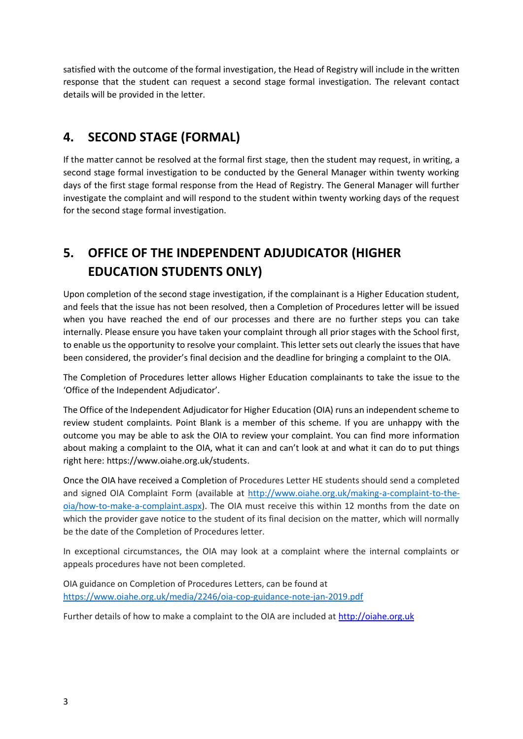satisfied with the outcome of the formal investigation, the Head of Registry will include in the written response that the student can request a second stage formal investigation. The relevant contact details will be provided in the letter.

## 4. SECOND STAGE (FORMAL)

If the matter cannot be resolved at the formal first stage, then the student may request, in writing, a second stage formal investigation to be conducted by the General Manager within twenty working days of the first stage formal response from the Head of Registry. The General Manager will further investigate the complaint and will respond to the student within twenty working days of the request for the second stage formal investigation.

## 5. OFFICE OF THE INDEPENDENT ADJUDICATOR (HIGHER EDUCATION STUDENTS ONLY)

Upon completion of the second stage investigation, if the complainant is a Higher Education student, and feels that the issue has not been resolved, then a Completion of Procedures letter will be issued when you have reached the end of our processes and there are no further steps you can take internally. Please ensure you have taken your complaint through all prior stages with the School first, to enable us the opportunity to resolve your complaint. This letter sets out clearly the issues that have been considered, the provider's final decision and the deadline for bringing a complaint to the OIA.

The Completion of Procedures letter allows Higher Education complainants to take the issue to the 'Office of the Independent Adjudicator'.

The Office of the Independent Adjudicator for Higher Education (OIA) runs an independent scheme to review student complaints. Point Blank is a member of this scheme. If you are unhappy with the outcome you may be able to ask the OIA to review your complaint. You can find more information about making a complaint to the OIA, what it can and can't look at and what it can do to put things right here: https://www.oiahe.org.uk/students.

Once the OIA have received a Completion of Procedures Letter HE students should send a completed and signed OIA Complaint Form (available at http://www.oiahe.org.uk/making-a-complaint-to-the-oia/how-to-make-a-complaint.aspx). The OIA must receive this within 12 months from the date on which the provider gave notice to the student of its final decision on the matter, which will normally be the date of the Completion of Procedures letter.

In exceptional circumstances, the OIA may look at a complaint where the internal complaints or appeals procedures have not been completed.

OIA guidance on Completion of Procedures Letters, can be found at https://www.oiahe.org.uk/media/2246/oia-cop-guidance-note-jan-2019.pdf

Further details of how to make a complaint to the OIA are included at http://oiahe.org.uk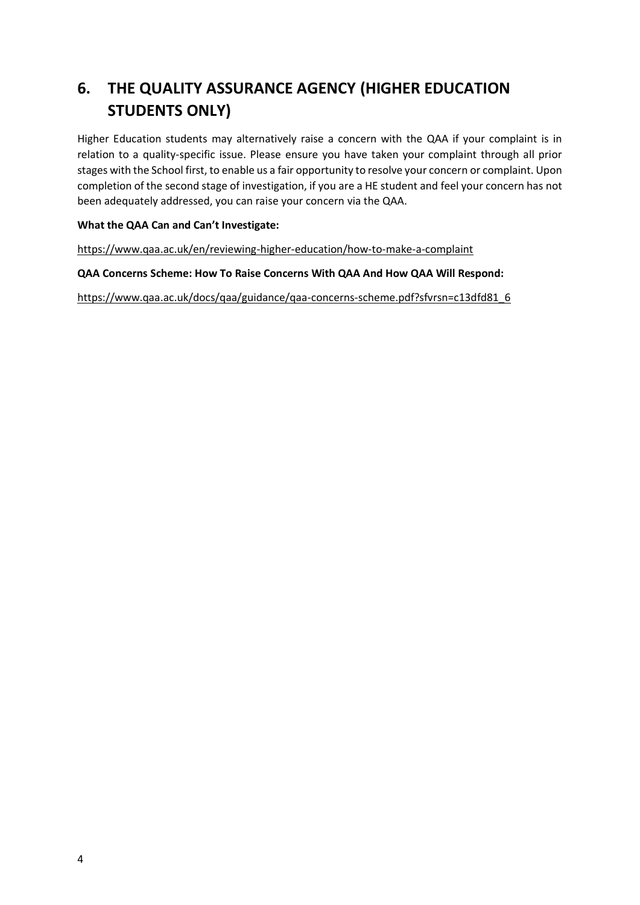## 6. THE QUALITY ASSURANCE AGENCY (HIGHER EDUCATION STUDENTS ONLY)

Higher Education students may alternatively raise a concern with the QAA if your complaint is in relation to a quality-specific issue. Please ensure you have taken your complaint through all prior stages with the School first, to enable us a fair opportunity to resolve your concern or complaint. Upon completion of the second stage of investigation, if you are a HE student and feel your concern has not been adequately addressed, you can raise your concern via the QAA.

**What the QAA Can and Can't Investigate:**

https://www.qaa.ac.uk/en/reviewing-higher-education/how-to-make-a-complaint

**QAA Concerns Scheme: How To Raise Concerns With QAA And How QAA Will Respond:**

https://www.qaa.ac.uk/docs/qaa/guidance/qaa-concerns-scheme.pdf?sfvrsn=c13dfd81_6